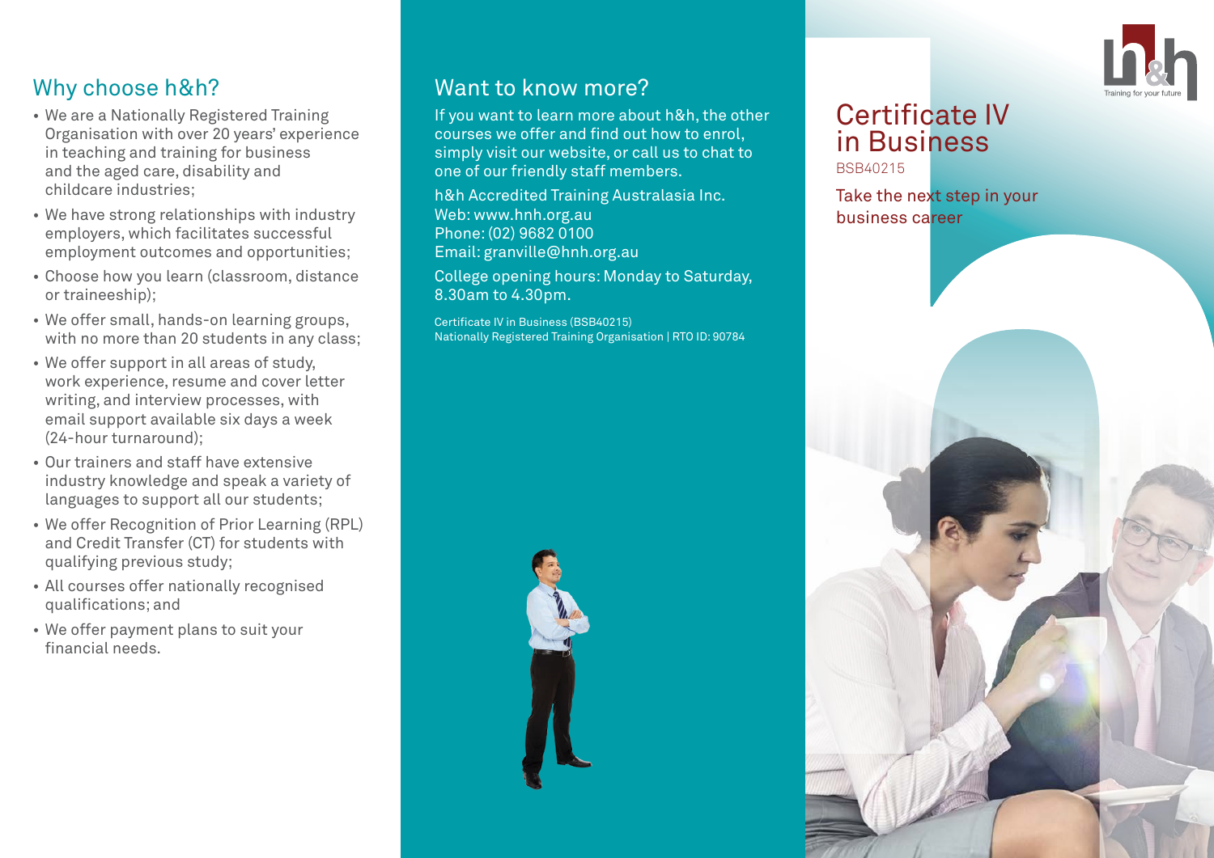## Why choose h&h?

- We are a Nationally Registered Training Organisation with over 20 years' experience in teaching and training for business and the aged care, disability and childcare industries;
- We have strong relationships with industry employers, which facilitates successful employment outcomes and opportunities;
- Choose how you learn (classroom, distance or traineeship);
- We offer small, hands-on learning groups, with no more than 20 students in any class;
- We offer support in all areas of study, work experience, resume and cover letter writing, and interview processes, with email support available six days a week (24-hour turnaround);
- Our trainers and staff have extensive industry knowledge and speak a variety of languages to support all our students;
- We offer Recognition of Prior Learning (RPL) and Credit Transfer (CT) for students with qualifying previous study;
- All courses offer nationally recognised qualifications; and
- We offer payment plans to suit your financial needs.

## Want to know more?

If you want to learn more about h&h, the other courses we offer and find out how to enrol, simply visit our website, or call us to chat to one of our friendly staff members.

h&h Accredited Training Australasia Inc.
Web: www.hnh.org.au
Phone: (02) 9682 0100
Email: granville@hnh.org.au

College opening hours: Monday to Saturday, 8.30am to 4.30pm.

Certificate IV in Business (BSB40215)
Nationally Registered Training Organisation | RTO ID: 90784

h&h Training for your future

# Certificate IV in Business

BSB40215

Take the next step in your business career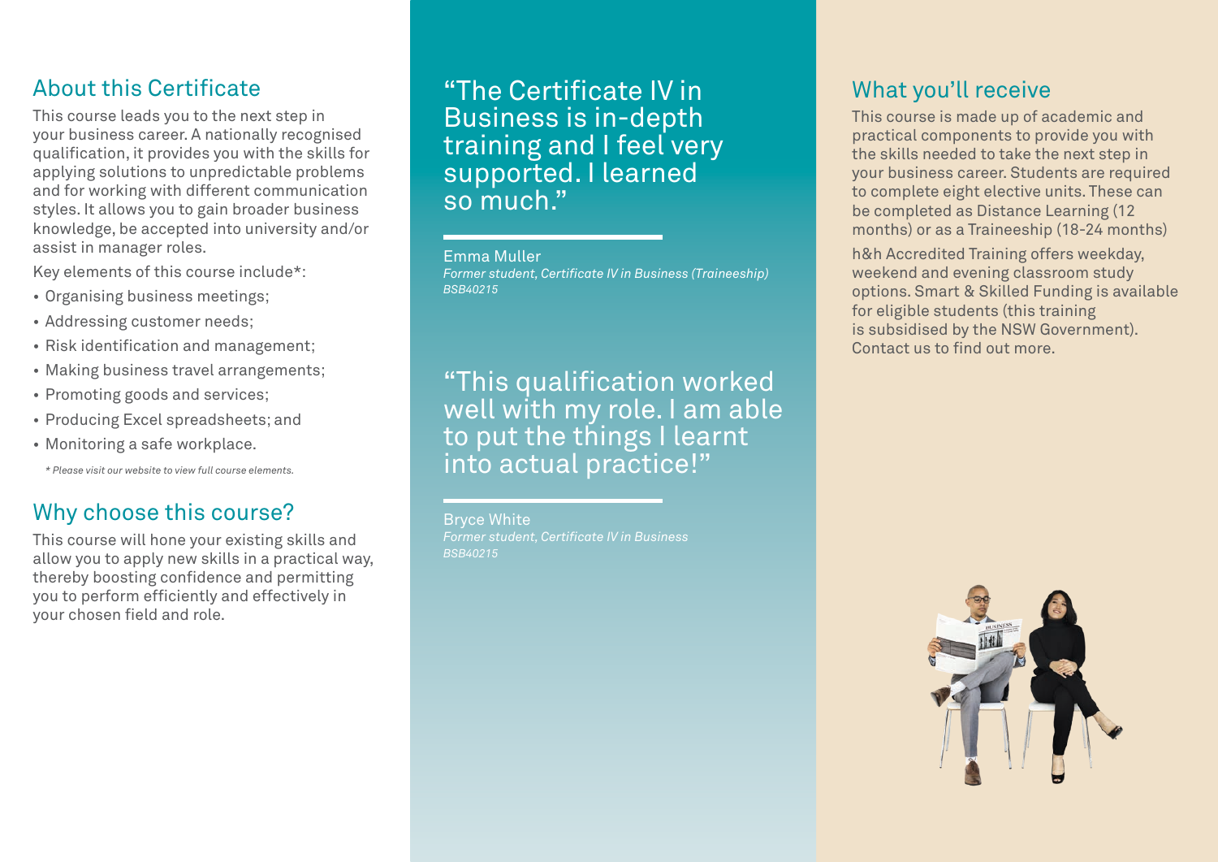## About this Certificate

This course leads you to the next step in your business career. A nationally recognised qualification, it provides you with the skills for applying solutions to unpredictable problems and for working with different communication styles. It allows you to gain broader business knowledge, be accepted into university and/or assist in manager roles.

Key elements of this course include*:

- Organising business meetings;
- Addressing customer needs;
- Risk identification and management;
- Making business travel arrangements;
- Promoting goods and services;
- Producing Excel spreadsheets; and
- Monitoring a safe workplace.

*\* Please visit our website to view full course elements.*

## Why choose this course?

This course will hone your existing skills and allow you to apply new skills in a practical way, thereby boosting confidence and permitting you to perform efficiently and effectively in your chosen field and role.

> "The Certificate IV in Business is in-depth training and I feel very supported. I learned so much."

Emma Muller
*Former student, Certificate IV in Business (Traineeship)*
*BSB40215*

> "This qualification worked well with my role. I am able to put the things I learnt into actual practice!"

Bryce White
*Former student, Certificate IV in Business*
*BSB40215*

## What you'll receive

This course is made up of academic and practical components to provide you with the skills needed to take the next step in your business career. Students are required to complete eight elective units. These can be completed as Distance Learning (12 months) or as a Traineeship (18-24 months)

h&h Accredited Training offers weekday, weekend and evening classroom study options. Smart & Skilled Funding is available for eligible students (this training is subsidised by the NSW Government). Contact us to find out more.